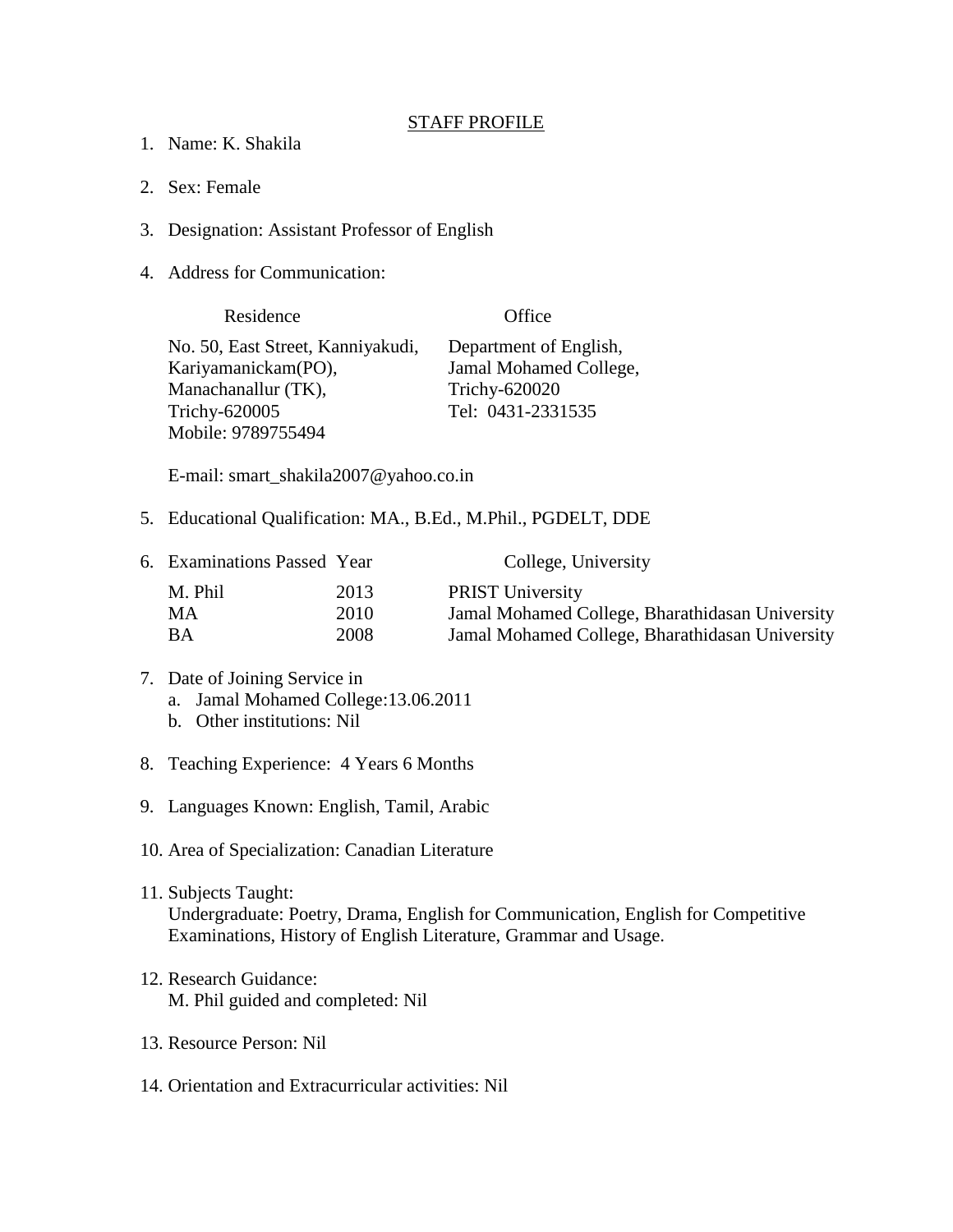# STAFF PROFILE

1. Name: K. Shakila

2. Sex: Female

3. Designation: Assistant Professor of English

4. Address for Communication:

| Residence | Office |
|---|---|
| No. 50, East Street, Kanniyakudi, Kariyamanickam(PO), Manachanallur (TK), Trichy-620005 Mobile: 9789755494 | Department of English, Jamal Mohamed College, Trichy-620020 Tel: 0431-2331535 |

   E-mail: smart_shakila2007@yahoo.co.in

5. Educational Qualification: MA., B.Ed., M.Phil., PGDELT, DDE

6. Examinations Passed

| Examinations Passed | Year | College, University |
|---|---|---|
| M. Phil | 2013 | PRIST University |
| MA | 2010 | Jamal Mohamed College, Bharathidasan University |
| BA | 2008 | Jamal Mohamed College, Bharathidasan University |

7. Date of Joining Service in
   a. Jamal Mohamed College:13.06.2011
   b. Other institutions: Nil

8. Teaching Experience: 4 Years 6 Months

9. Languages Known: English, Tamil, Arabic

10. Area of Specialization: Canadian Literature

11. Subjects Taught:
    Undergraduate: Poetry, Drama, English for Communication, English for Competitive Examinations, History of English Literature, Grammar and Usage.

12. Research Guidance:
    M. Phil guided and completed: Nil

13. Resource Person: Nil

14. Orientation and Extracurricular activities: Nil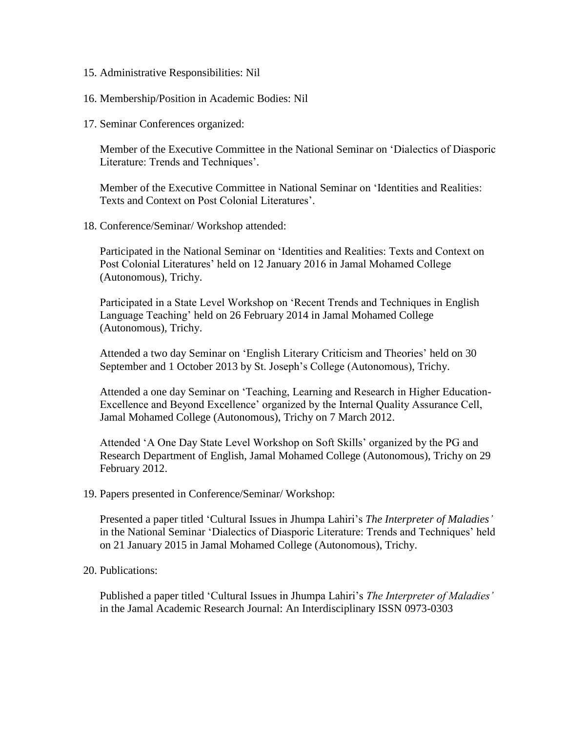15. Administrative Responsibilities: Nil

16. Membership/Position in Academic Bodies: Nil

17. Seminar Conferences organized:

    Member of the Executive Committee in the National Seminar on 'Dialectics of Diasporic Literature: Trends and Techniques'.

    Member of the Executive Committee in National Seminar on 'Identities and Realities: Texts and Context on Post Colonial Literatures'.

18. Conference/Seminar/ Workshop attended:

    Participated in the National Seminar on 'Identities and Realities: Texts and Context on Post Colonial Literatures' held on 12 January 2016 in Jamal Mohamed College (Autonomous), Trichy.

    Participated in a State Level Workshop on 'Recent Trends and Techniques in English Language Teaching' held on 26 February 2014 in Jamal Mohamed College (Autonomous), Trichy.

    Attended a two day Seminar on 'English Literary Criticism and Theories' held on 30 September and 1 October 2013 by St. Joseph's College (Autonomous), Trichy.

    Attended a one day Seminar on 'Teaching, Learning and Research in Higher Education-Excellence and Beyond Excellence' organized by the Internal Quality Assurance Cell, Jamal Mohamed College (Autonomous), Trichy on 7 March 2012.

    Attended 'A One Day State Level Workshop on Soft Skills' organized by the PG and Research Department of English, Jamal Mohamed College (Autonomous), Trichy on 29 February 2012.

19. Papers presented in Conference/Seminar/ Workshop:

    Presented a paper titled 'Cultural Issues in Jhumpa Lahiri's *The Interpreter of Maladies'* in the National Seminar 'Dialectics of Diasporic Literature: Trends and Techniques' held on 21 January 2015 in Jamal Mohamed College (Autonomous), Trichy.

20. Publications:

    Published a paper titled 'Cultural Issues in Jhumpa Lahiri's *The Interpreter of Maladies'* in the Jamal Academic Research Journal: An Interdisciplinary ISSN 0973-0303